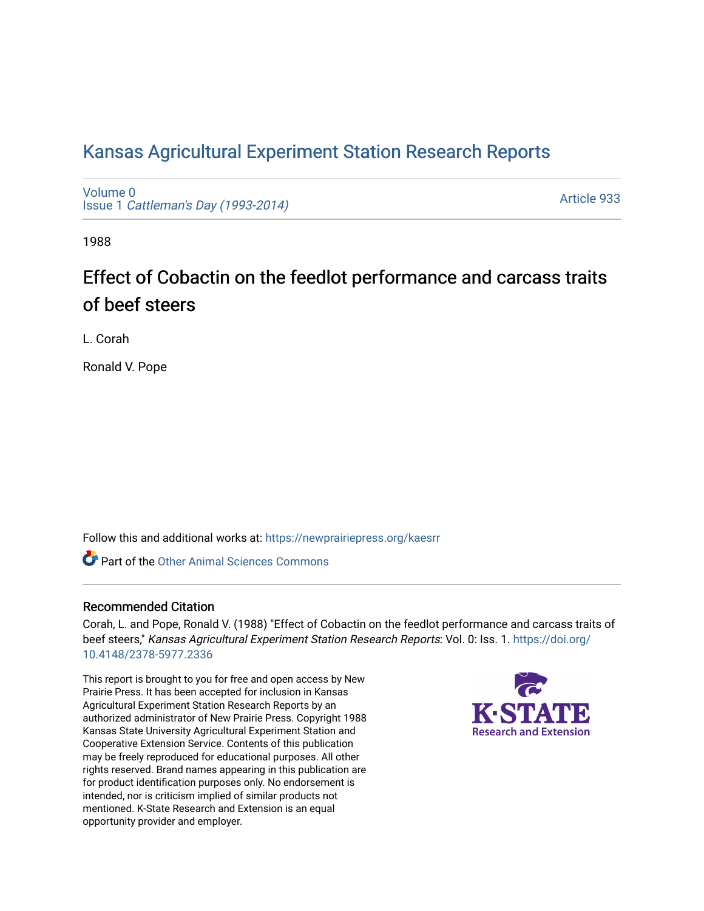# Kansas Agricultural Experiment Station Research Reports

Volume 0
Issue 1 *Cattleman's Day (1993-2014)*

Article 933

1988

## Effect of Cobactin on the feedlot performance and carcass traits of beef steers

L. Corah

Ronald V. Pope

Follow this and additional works at: https://newprairiepress.org/kaesrr

Part of the Other Animal Sciences Commons

### Recommended Citation

Corah, L. and Pope, Ronald V. (1988) "Effect of Cobactin on the feedlot performance and carcass traits of beef steers," *Kansas Agricultural Experiment Station Research Reports*: Vol. 0: Iss. 1. https://doi.org/10.4148/2378-5977.2336

This report is brought to you for free and open access by New Prairie Press. It has been accepted for inclusion in Kansas Agricultural Experiment Station Research Reports by an authorized administrator of New Prairie Press. Copyright 1988 Kansas State University Agricultural Experiment Station and Cooperative Extension Service. Contents of this publication may be freely reproduced for educational purposes. All other rights reserved. Brand names appearing in this publication are for product identification purposes only. No endorsement is intended, nor is criticism implied of similar products not mentioned. K-State Research and Extension is an equal opportunity provider and employer.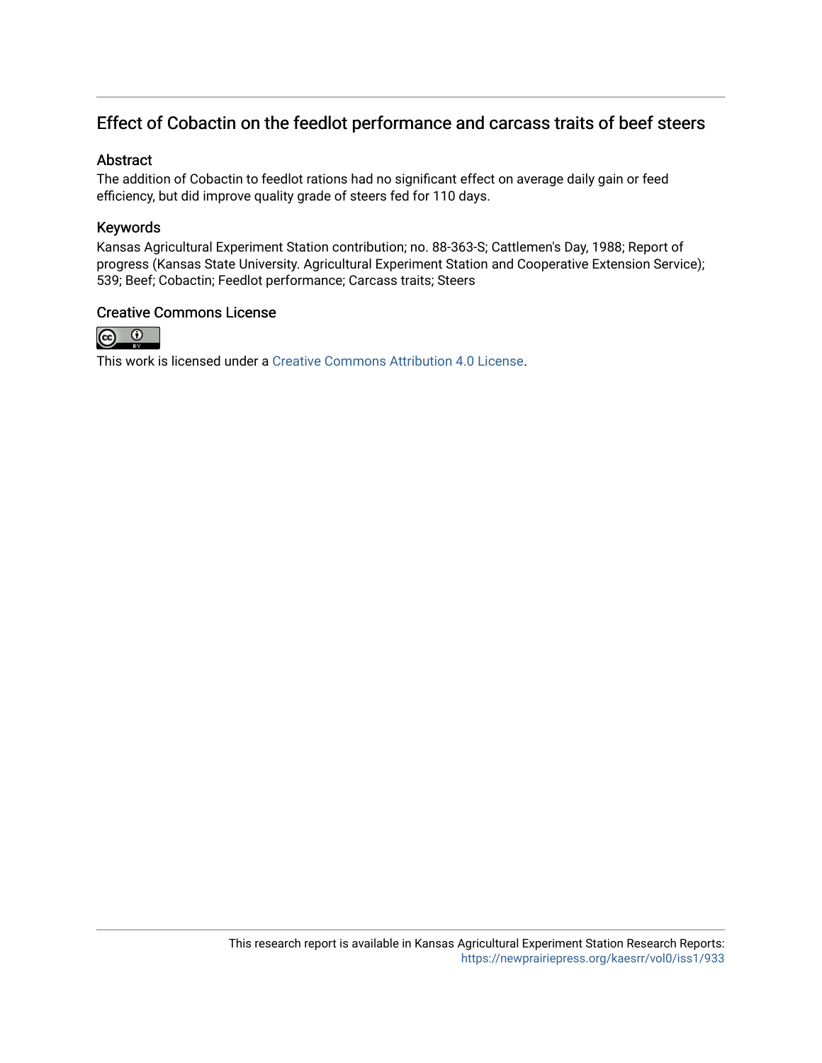## Effect of Cobactin on the feedlot performance and carcass traits of beef steers

### Abstract

The addition of Cobactin to feedlot rations had no significant effect on average daily gain or feed efficiency, but did improve quality grade of steers fed for 110 days.

### Keywords

Kansas Agricultural Experiment Station contribution; no. 88-363-S; Cattlemen's Day, 1988; Report of progress (Kansas State University. Agricultural Experiment Station and Cooperative Extension Service); 539; Beef; Cobactin; Feedlot performance; Carcass traits; Steers

### Creative Commons License

This work is licensed under a Creative Commons Attribution 4.0 License.

This research report is available in Kansas Agricultural Experiment Station Research Reports: https://newprairiepress.org/kaesrr/vol0/iss1/933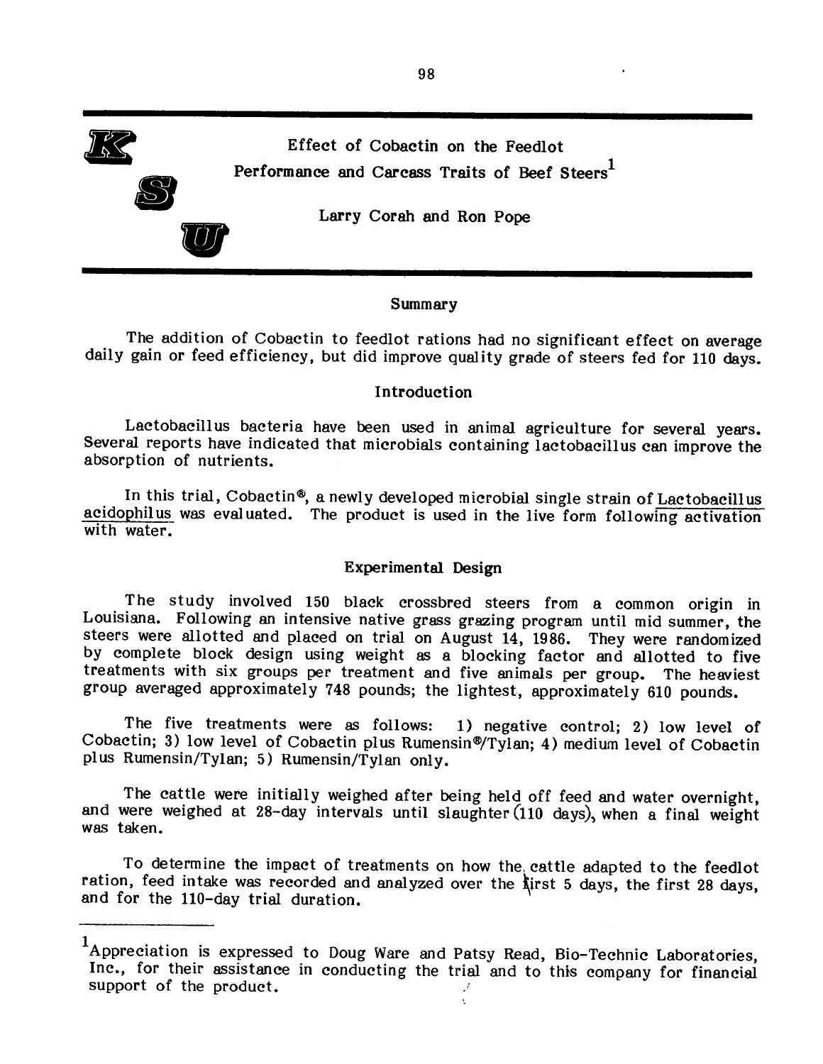# Effect of Cobactin on the Feedlot Performance and Carcass Traits of Beef Steers[1]

Larry Corah and Ron Pope

## Summary

The addition of Cobactin to feedlot rations had no significant effect on average daily gain or feed efficiency, but did improve quality grade of steers fed for 110 days.

## Introduction

Lactobacillus bacteria have been used in animal agriculture for several years. Several reports have indicated that microbials containing lactobacillus can improve the absorption of nutrients.

In this trial, Cobactin®, a newly developed microbial single strain of Lactobacillus acidophilus was evaluated. The product is used in the live form following activation with water.

## Experimental Design

The study involved 150 black crossbred steers from a common origin in Louisiana. Following an intensive native grass grazing program until mid summer, the steers were allotted and placed on trial on August 14, 1986. They were randomized by complete block design using weight as a blocking factor and allotted to five treatments with six groups per treatment and five animals per group. The heaviest group averaged approximately 748 pounds; the lightest, approximately 610 pounds.

The five treatments were as follows: 1) negative control; 2) low level of Cobactin; 3) low level of Cobactin plus Rumensin®/Tylan; 4) medium level of Cobactin plus Rumensin/Tylan; 5) Rumensin/Tylan only.

The cattle were initially weighed after being held off feed and water overnight, and were weighed at 28-day intervals until slaughter (110 days), when a final weight was taken.

To determine the impact of treatments on how the cattle adapted to the feedlot ration, feed intake was recorded and analyzed over the first 5 days, the first 28 days, and for the 110-day trial duration.

---

[1] Appreciation is expressed to Doug Ware and Patsy Read, Bio-Technic Laboratories, Inc., for their assistance in conducting the trial and to this company for financial support of the product.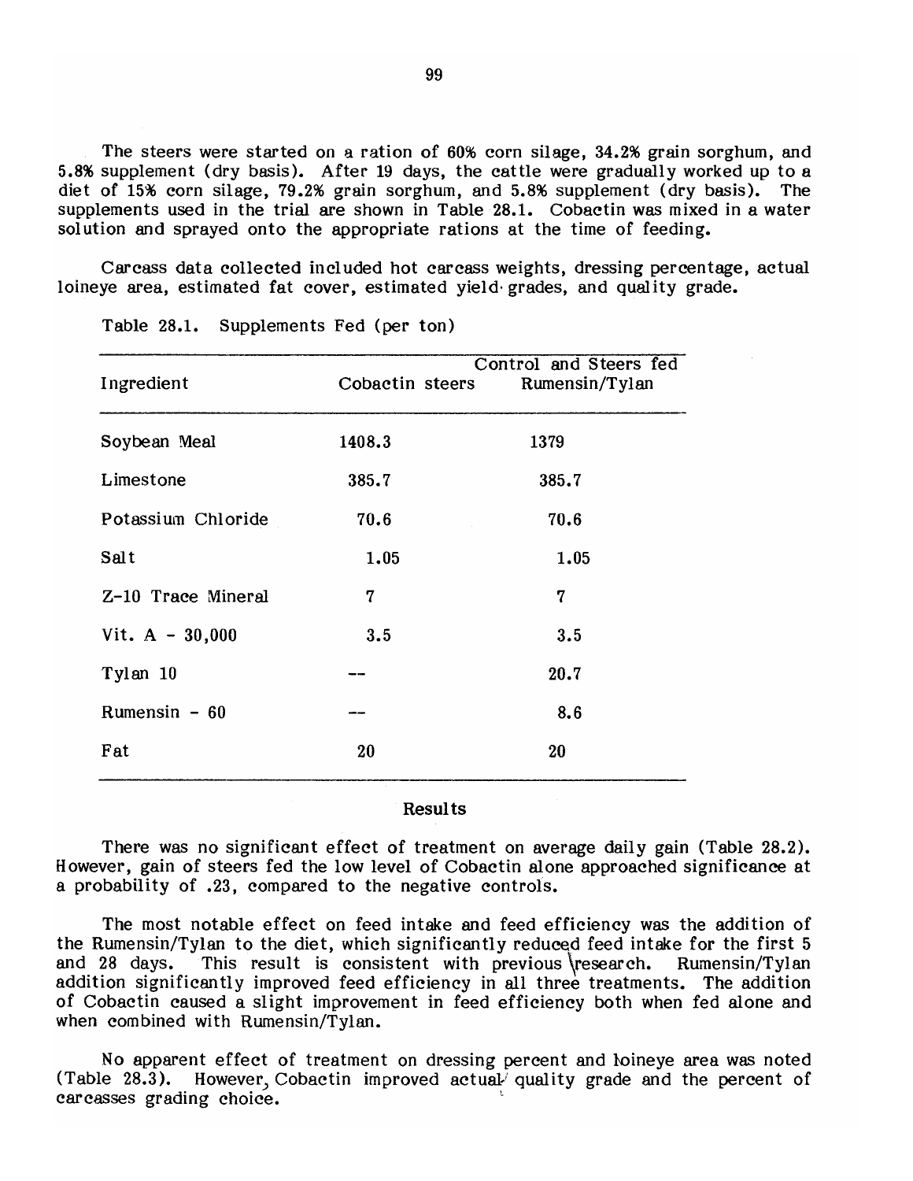The steers were started on a ration of 60% corn silage, 34.2% grain sorghum, and 5.8% supplement (dry basis). After 19 days, the cattle were gradually worked up to a diet of 15% corn silage, 79.2% grain sorghum, and 5.8% supplement (dry basis). The supplements used in the trial are shown in Table 28.1. Cobactin was mixed in a water solution and sprayed onto the appropriate rations at the time of feeding.

Carcass data collected included hot carcass weights, dressing percentage, actual loineye area, estimated fat cover, estimated yield grades, and quality grade.

Table 28.1. Supplements Fed (per ton)

| Ingredient | Cobactin steers | Control and Steers fed Rumensin/Tylan |
|---|---|---|
| Soybean Meal | 1408.3 | 1379 |
| Limestone | 385.7 | 385.7 |
| Potassium Chloride | 70.6 | 70.6 |
| Salt | 1.05 | 1.05 |
| Z-10 Trace Mineral | 7 | 7 |
| Vit. A - 30,000 | 3.5 | 3.5 |
| Tylan 10 | -- | 20.7 |
| Rumensin - 60 | -- | 8.6 |
| Fat | 20 | 20 |

## Results

There was no significant effect of treatment on average daily gain (Table 28.2). However, gain of steers fed the low level of Cobactin alone approached significance at a probability of .23, compared to the negative controls.

The most notable effect on feed intake and feed efficiency was the addition of the Rumensin/Tylan to the diet, which significantly reduced feed intake for the first 5 and 28 days. This result is consistent with previous research. Rumensin/Tylan addition significantly improved feed efficiency in all three treatments. The addition of Cobactin caused a slight improvement in feed efficiency both when fed alone and when combined with Rumensin/Tylan.

No apparent effect of treatment on dressing percent and loineye area was noted (Table 28.3). However, Cobactin improved actual quality grade and the percent of carcasses grading choice.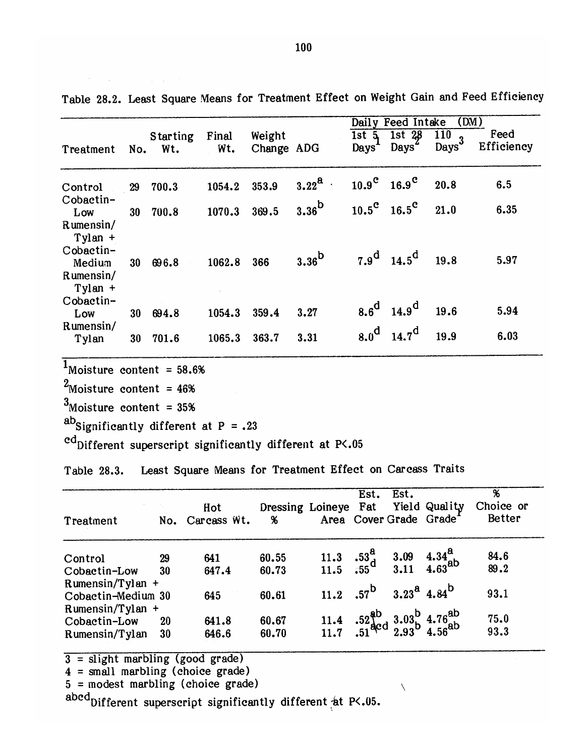Table 28.2. Least Square Means for Treatment Effect on Weight Gain and Feed Efficiency

| Treatment | No. | Starting Wt. | Final Wt. | Weight Change | ADG | Daily Feed Intake (DM) 1st 5 Days[1] | 1st 28 Days[2] | 110 Days[3] | Feed Efficiency |
|---|---|---|---|---|---|---|---|---|---|
| Control | 29 | 700.3 | 1054.2 | 353.9 | 3.22[a] | 10.9[c] | 16.9[c] | 20.8 | 6.5 |
| Cobactin-Low | 30 | 700.8 | 1070.3 | 369.5 | 3.36[b] | 10.5[c] | 16.5[c] | 21.0 | 6.35 |
| Rumensin/Tylan + Cobactin-Medium | 30 | 696.8 | 1062.8 | 366 | 3.36[b] | 7.9[d] | 14.5[d] | 19.8 | 5.97 |
| Rumensin/Tylan + Cobactin-Low | 30 | 694.8 | 1054.3 | 359.4 | 3.27 | 8.6[d] | 14.9[d] | 19.6 | 5.94 |
| Rumensin/Tylan | 30 | 701.6 | 1065.3 | 363.7 | 3.31 | 8.0[d] | 14.7[d] | 19.9 | 6.03 |

[1]Moisture content = 58.6%

[2]Moisture content = 46%

[3]Moisture content = 35%

[ab]Significantly different at P = .23

[cd]Different superscript significantly different at P<.05

Table 28.3. Least Square Means for Treatment Effect on Carcass Traits

| Treatment | No. | Hot Carcass Wt. | Dressing % | Loineye Area | Est. Fat Cover | Est. Yield Grade | Quality Grade[1] | % Choice or Better |
|---|---|---|---|---|---|---|---|---|
| Control | 29 | 641 | 60.55 | 11.3 | .53[a] | 3.09 | 4.34[a] | 84.6 |
| Cobactin-Low | 30 | 647.4 | 60.73 | 11.5 | .55[d] | 3.11 | 4.63[ab] | 89.2 |
| Rumensin/Tylan + Cobactin-Medium | 30 | 645 | 60.61 | 11.2 | .57[b] | 3.23[a] | 4.84[b] | 93.1 |
| Rumensin/Tylan + Cobactin-Low | 20 | 641.8 | 60.67 | 11.4 | .52[ab] | 3.03[b] | 4.76[ab] | 75.0 |
| Rumensin/Tylan | 30 | 646.6 | 60.70 | 11.7 | .51[acd] | 2.93[b] | 4.56[ab] | 93.3 |

3 = slight marbling (good grade)
4 = small marbling (choice grade)
5 = modest marbling (choice grade)

[abcd]Different superscript significantly different at P<.05.